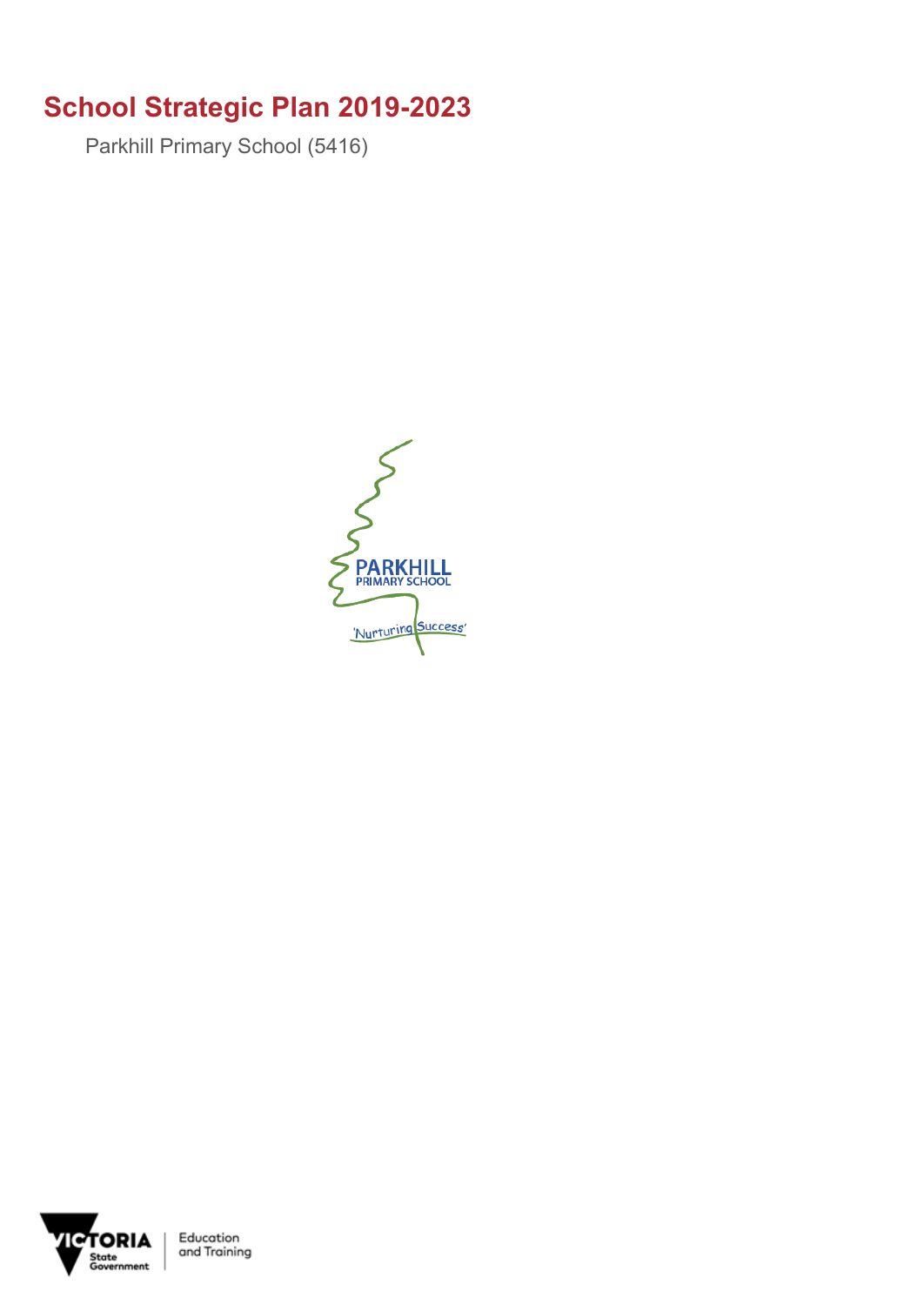# School Strategic Plan 2019-2023

Parkhill Primary School (5416)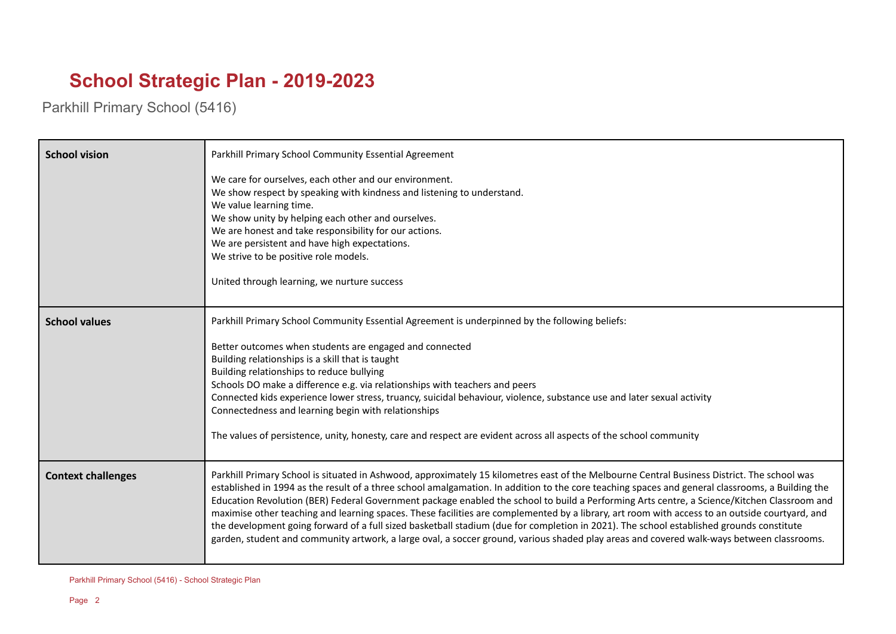# School Strategic Plan - 2019-2023

Parkhill Primary School (5416)

| | |
|---|---|
| **School vision** | Parkhill Primary School Community Essential Agreement<br><br>We care for ourselves, each other and our environment.<br>We show respect by speaking with kindness and listening to understand.<br>We value learning time.<br>We show unity by helping each other and ourselves.<br>We are honest and take responsibility for our actions.<br>We are persistent and have high expectations.<br>We strive to be positive role models.<br><br>United through learning, we nurture success |
| **School values** | Parkhill Primary School Community Essential Agreement is underpinned by the following beliefs:<br><br>Better outcomes when students are engaged and connected<br>Building relationships is a skill that is taught<br>Building relationships to reduce bullying<br>Schools DO make a difference e.g. via relationships with teachers and peers<br>Connected kids experience lower stress, truancy, suicidal behaviour, violence, substance use and later sexual activity<br>Connectedness and learning begin with relationships<br><br>The values of persistence, unity, honesty, care and respect are evident across all aspects of the school community |
| **Context challenges** | Parkhill Primary School is situated in Ashwood, approximately 15 kilometres east of the Melbourne Central Business District. The school was established in 1994 as the result of a three school amalgamation. In addition to the core teaching spaces and general classrooms, a Building the Education Revolution (BER) Federal Government package enabled the school to build a Performing Arts centre, a Science/Kitchen Classroom and maximise other teaching and learning spaces. These facilities are complemented by a library, art room with access to an outside courtyard, and the development going forward of a full sized basketball stadium (due for completion in 2021). The school established grounds constitute garden, student and community artwork, a large oval, a soccer ground, various shaded play areas and covered walk-ways between classrooms. |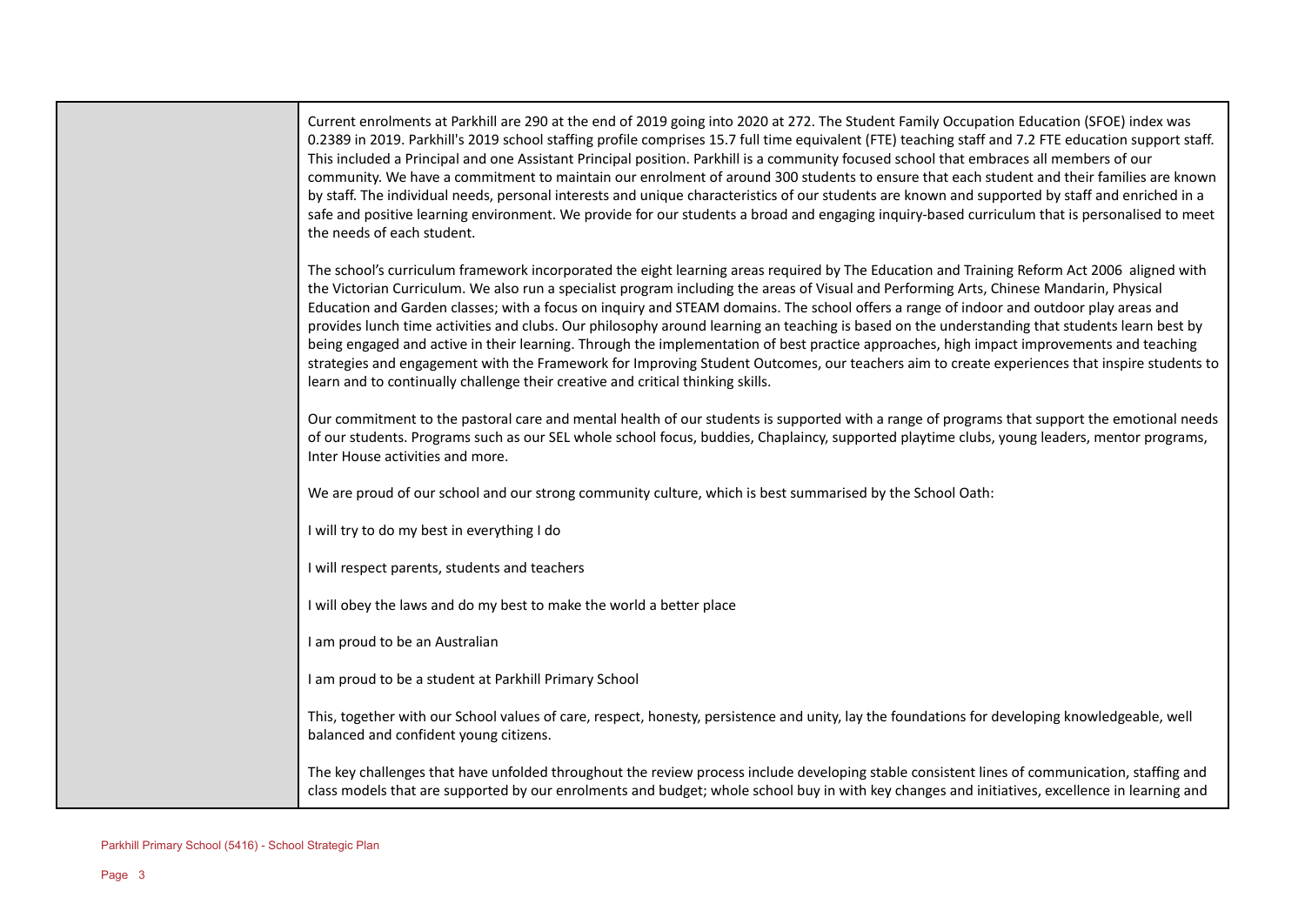Current enrolments at Parkhill are 290 at the end of 2019 going into 2020 at 272. The Student Family Occupation Education (SFOE) index was 0.2389 in 2019. Parkhill's 2019 school staffing profile comprises 15.7 full time equivalent (FTE) teaching staff and 7.2 FTE education support staff. This included a Principal and one Assistant Principal position. Parkhill is a community focused school that embraces all members of our community. We have a commitment to maintain our enrolment of around 300 students to ensure that each student and their families are known by staff. The individual needs, personal interests and unique characteristics of our students are known and supported by staff and enriched in a safe and positive learning environment. We provide for our students a broad and engaging inquiry-based curriculum that is personalised to meet the needs of each student.

The school's curriculum framework incorporated the eight learning areas required by The Education and Training Reform Act 2006 aligned with the Victorian Curriculum. We also run a specialist program including the areas of Visual and Performing Arts, Chinese Mandarin, Physical Education and Garden classes; with a focus on inquiry and STEAM domains. The school offers a range of indoor and outdoor play areas and provides lunch time activities and clubs. Our philosophy around learning an teaching is based on the understanding that students learn best by being engaged and active in their learning. Through the implementation of best practice approaches, high impact improvements and teaching strategies and engagement with the Framework for Improving Student Outcomes, our teachers aim to create experiences that inspire students to learn and to continually challenge their creative and critical thinking skills.

Our commitment to the pastoral care and mental health of our students is supported with a range of programs that support the emotional needs of our students. Programs such as our SEL whole school focus, buddies, Chaplaincy, supported playtime clubs, young leaders, mentor programs, Inter House activities and more.

We are proud of our school and our strong community culture, which is best summarised by the School Oath:

I will try to do my best in everything I do

I will respect parents, students and teachers

I will obey the laws and do my best to make the world a better place

I am proud to be an Australian

I am proud to be a student at Parkhill Primary School

This, together with our School values of care, respect, honesty, persistence and unity, lay the foundations for developing knowledgeable, well balanced and confident young citizens.

The key challenges that have unfolded throughout the review process include developing stable consistent lines of communication, staffing and class models that are supported by our enrolments and budget; whole school buy in with key changes and initiatives, excellence in learning and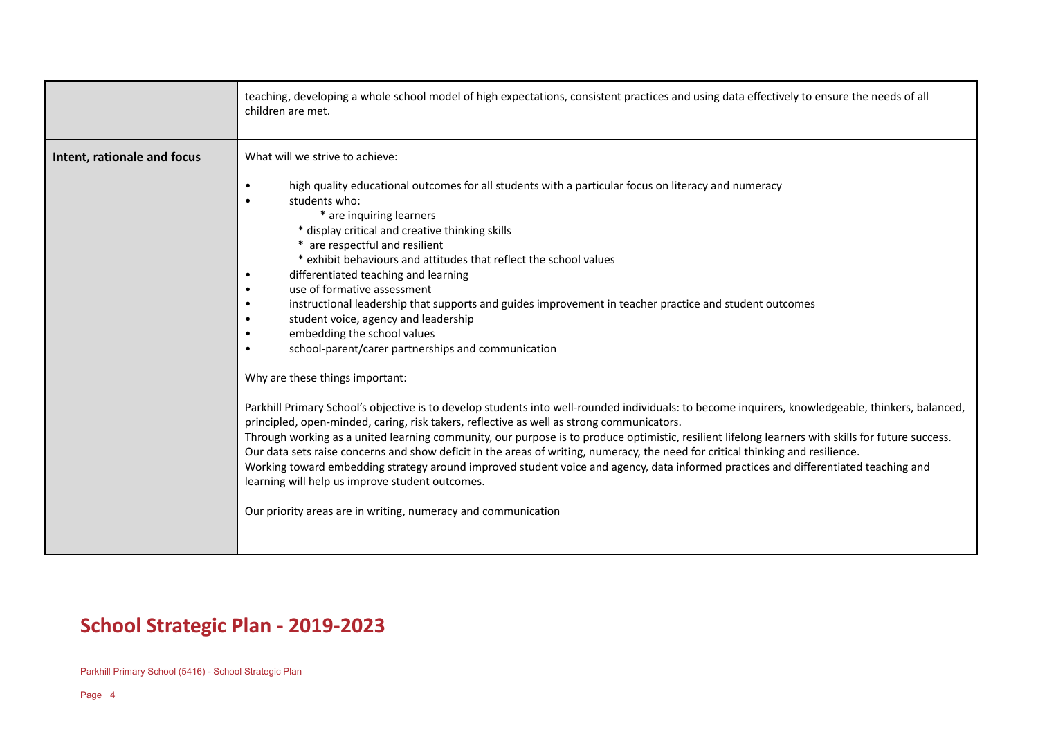| | |
|---|---|
| | teaching, developing a whole school model of high expectations, consistent practices and using data effectively to ensure the needs of all children are met. |
| **Intent, rationale and focus** | What will we strive to achieve:<br><br>• high quality educational outcomes for all students with a particular focus on literacy and numeracy<br>• students who:<br>&nbsp;&nbsp;&nbsp;&nbsp;* are inquiring learners<br>&nbsp;&nbsp;&nbsp;&nbsp;* display critical and creative thinking skills<br>&nbsp;&nbsp;&nbsp;&nbsp;* are respectful and resilient<br>&nbsp;&nbsp;&nbsp;&nbsp;* exhibit behaviours and attitudes that reflect the school values<br>• differentiated teaching and learning<br>• use of formative assessment<br>• instructional leadership that supports and guides improvement in teacher practice and student outcomes<br>• student voice, agency and leadership<br>• embedding the school values<br>• school-parent/carer partnerships and communication<br><br>Why are these things important:<br><br>Parkhill Primary School's objective is to develop students into well-rounded individuals: to become inquirers, knowledgeable, thinkers, balanced, principled, open-minded, caring, risk takers, reflective as well as strong communicators.<br>Through working as a united learning community, our purpose is to produce optimistic, resilient lifelong learners with skills for future success.<br>Our data sets raise concerns and show deficit in the areas of writing, numeracy, the need for critical thinking and resilience.<br>Working toward embedding strategy around improved student voice and agency, data informed practices and differentiated teaching and learning will help us improve student outcomes.<br><br>Our priority areas are in writing, numeracy and communication |

## School Strategic Plan - 2019-2023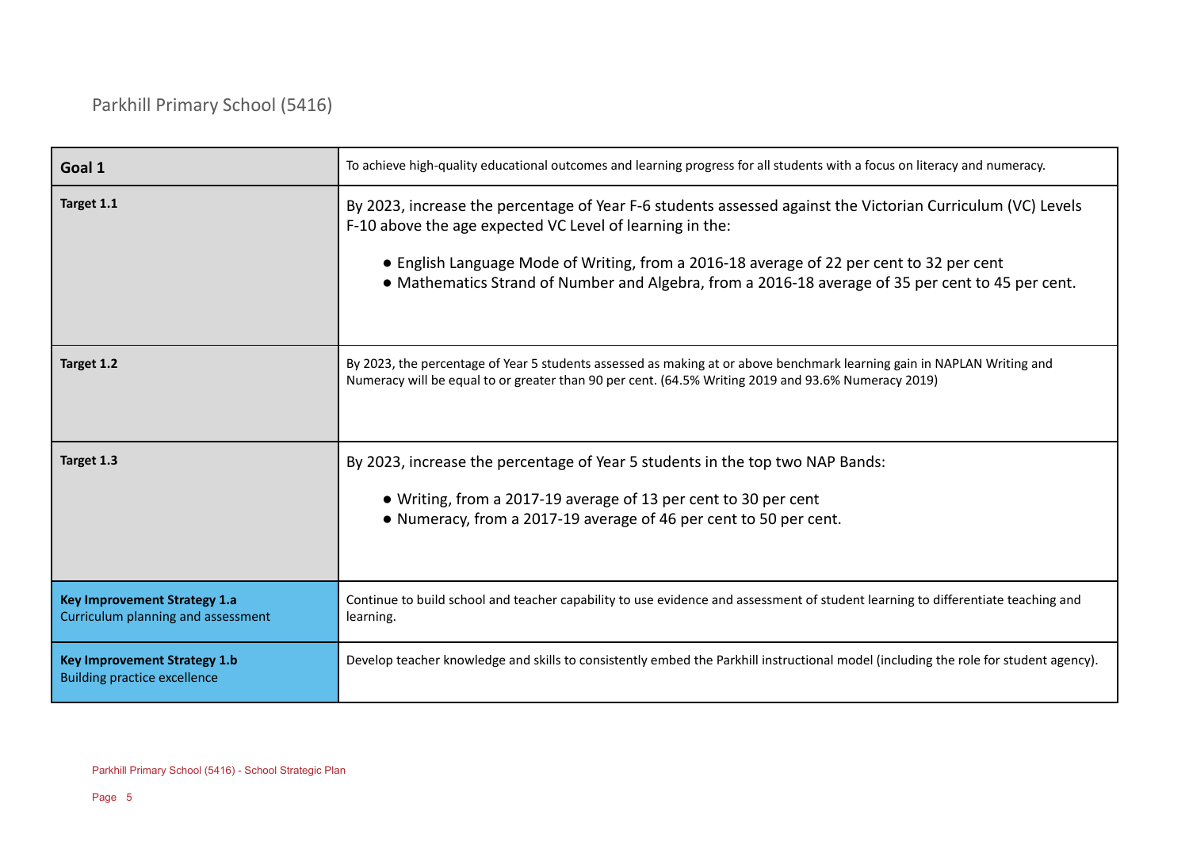Parkhill Primary School (5416)

| Goal 1 | To achieve high-quality educational outcomes and learning progress for all students with a focus on literacy and numeracy. |
|---|---|
| **Target 1.1** | By 2023, increase the percentage of Year F-6 students assessed against the Victorian Curriculum (VC) Levels F-10 above the age expected VC Level of learning in the:<br><br>• English Language Mode of Writing, from a 2016-18 average of 22 per cent to 32 per cent<br>• Mathematics Strand of Number and Algebra, from a 2016-18 average of 35 per cent to 45 per cent. |
| **Target 1.2** | By 2023, the percentage of Year 5 students assessed as making at or above benchmark learning gain in NAPLAN Writing and Numeracy will be equal to or greater than 90 per cent. (64.5% Writing 2019 and 93.6% Numeracy 2019) |
| **Target 1.3** | By 2023, increase the percentage of Year 5 students in the top two NAP Bands:<br><br>• Writing, from a 2017-19 average of 13 per cent to 30 per cent<br>• Numeracy, from a 2017-19 average of 46 per cent to 50 per cent. |
| **Key Improvement Strategy 1.a**<br>Curriculum planning and assessment | Continue to build school and teacher capability to use evidence and assessment of student learning to differentiate teaching and learning. |
| **Key Improvement Strategy 1.b**<br>Building practice excellence | Develop teacher knowledge and skills to consistently embed the Parkhill instructional model (including the role for student agency). |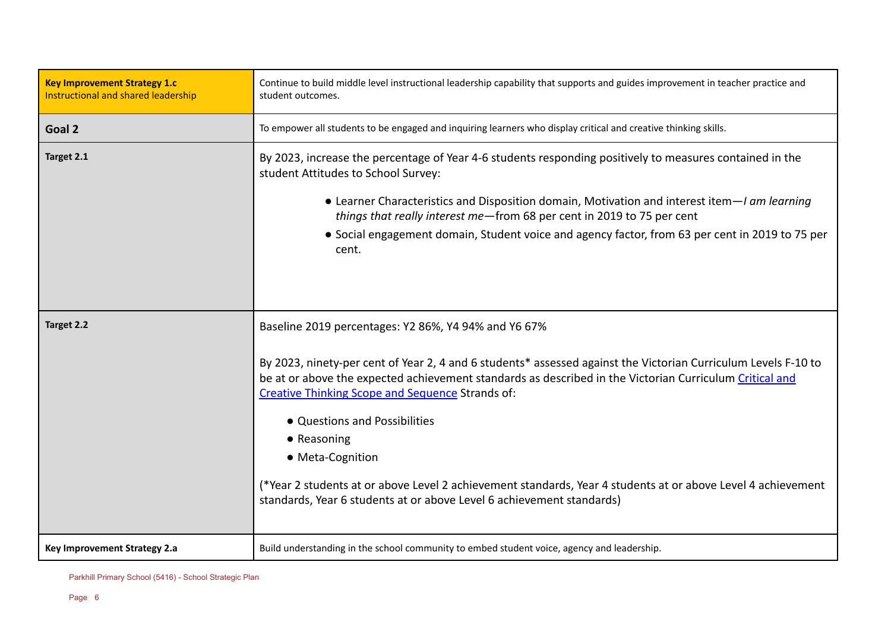| Key Improvement Strategy 1.c<br>Instructional and shared leadership | Continue to build middle level instructional leadership capability that supports and guides improvement in teacher practice and student outcomes. |
|---|---|
| **Goal 2** | To empower all students to be engaged and inquiring learners who display critical and creative thinking skills. |
| **Target 2.1** | By 2023, increase the percentage of Year 4-6 students responding positively to measures contained in the student Attitudes to School Survey:<br>● Learner Characteristics and Disposition domain, Motivation and interest item—*I am learning things that really interest me*—from 68 per cent in 2019 to 75 per cent<br>● Social engagement domain, Student voice and agency factor, from 63 per cent in 2019 to 75 per cent. |
| **Target 2.2** | Baseline 2019 percentages: Y2 86%, Y4 94% and Y6 67%<br><br>By 2023, ninety-per cent of Year 2, 4 and 6 students* assessed against the Victorian Curriculum Levels F-10 to be at or above the expected achievement standards as described in the Victorian Curriculum Critical and Creative Thinking Scope and Sequence Strands of:<br>● Questions and Possibilities<br>● Reasoning<br>● Meta-Cognition<br><br>(*Year 2 students at or above Level 2 achievement standards, Year 4 students at or above Level 4 achievement standards, Year 6 students at or above Level 6 achievement standards) |
| **Key Improvement Strategy 2.a** | Build understanding in the school community to embed student voice, agency and leadership. |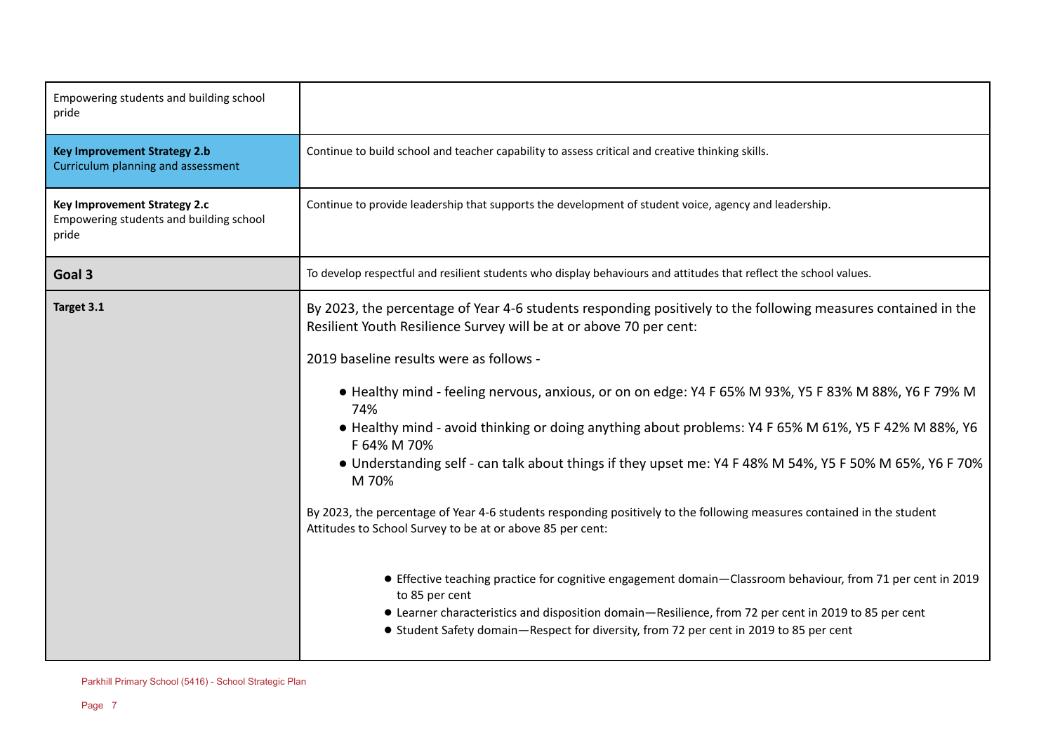| | |
|---|---|
| Empowering students and building school pride | |
| **Key Improvement Strategy 2.b** Curriculum planning and assessment | Continue to build school and teacher capability to assess critical and creative thinking skills. |
| **Key Improvement Strategy 2.c** Empowering students and building school pride | Continue to provide leadership that supports the development of student voice, agency and leadership. |
| **Goal 3** | To develop respectful and resilient students who display behaviours and attitudes that reflect the school values. |
| **Target 3.1** | By 2023, the percentage of Year 4-6 students responding positively to the following measures contained in the Resilient Youth Resilience Survey will be at or above 70 per cent:<br><br>2019 baseline results were as follows -<br><br>• Healthy mind - feeling nervous, anxious, or on on edge: Y4 F 65% M 93%, Y5 F 83% M 88%, Y6 F 79% M 74%<br>• Healthy mind - avoid thinking or doing anything about problems: Y4 F 65% M 61%, Y5 F 42% M 88%, Y6 F 64% M 70%<br>• Understanding self - can talk about things if they upset me: Y4 F 48% M 54%, Y5 F 50% M 65%, Y6 F 70% M 70%<br><br>By 2023, the percentage of Year 4-6 students responding positively to the following measures contained in the student Attitudes to School Survey to be at or above 85 per cent:<br><br>• Effective teaching practice for cognitive engagement domain—Classroom behaviour, from 71 per cent in 2019 to 85 per cent<br>• Learner characteristics and disposition domain—Resilience, from 72 per cent in 2019 to 85 per cent<br>• Student Safety domain—Respect for diversity, from 72 per cent in 2019 to 85 per cent |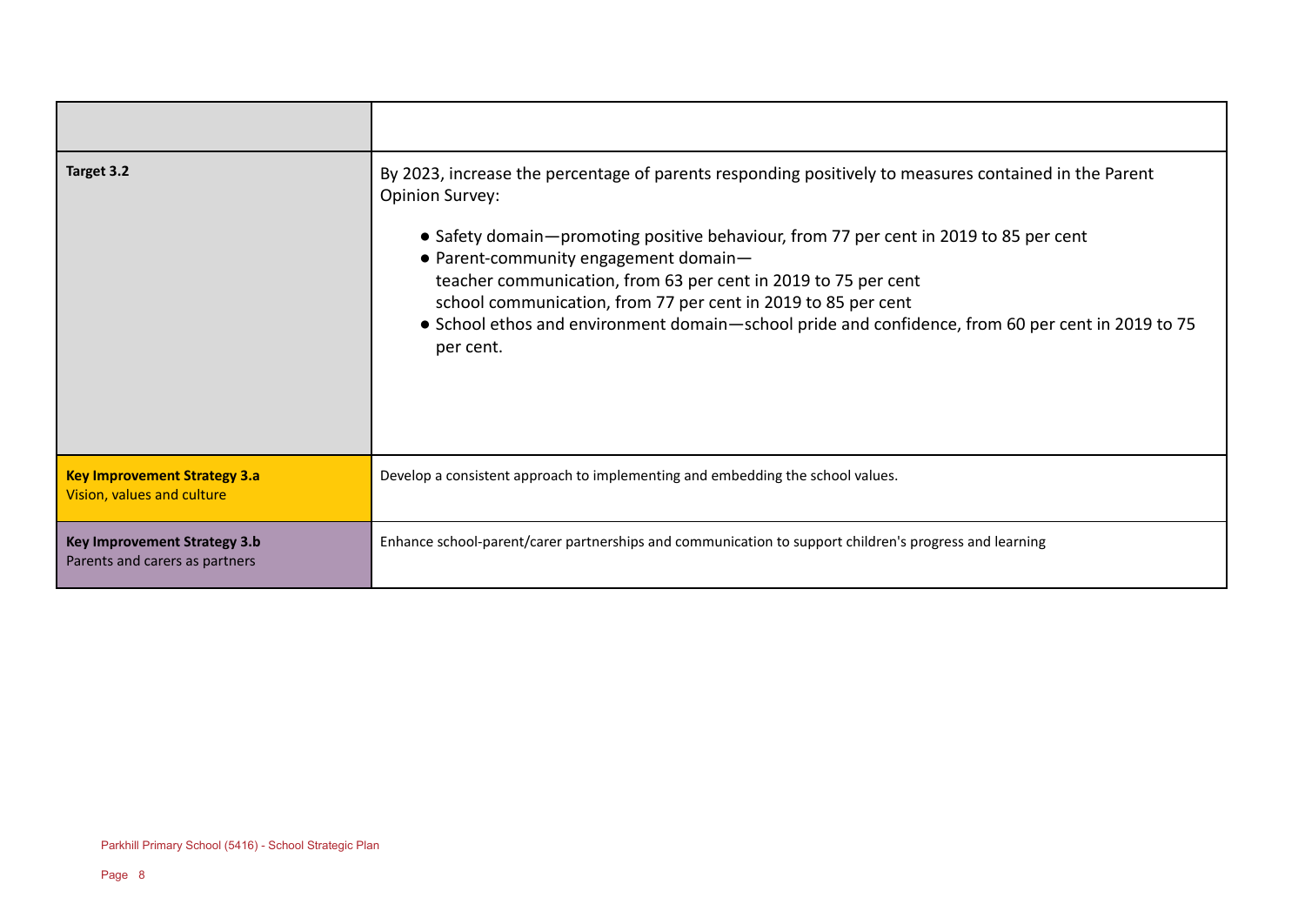| | |
|---|---|
| **Target 3.2** | By 2023, increase the percentage of parents responding positively to measures contained in the Parent Opinion Survey:<br><br>• Safety domain—promoting positive behaviour, from 77 per cent in 2019 to 85 per cent<br>• Parent-community engagement domain—<br>teacher communication, from 63 per cent in 2019 to 75 per cent<br>school communication, from 77 per cent in 2019 to 85 per cent<br>• School ethos and environment domain—school pride and confidence, from 60 per cent in 2019 to 75 per cent. |
| **Key Improvement Strategy 3.a**<br>Vision, values and culture | Develop a consistent approach to implementing and embedding the school values. |
| **Key Improvement Strategy 3.b**<br>Parents and carers as partners | Enhance school-parent/carer partnerships and communication to support children's progress and learning |